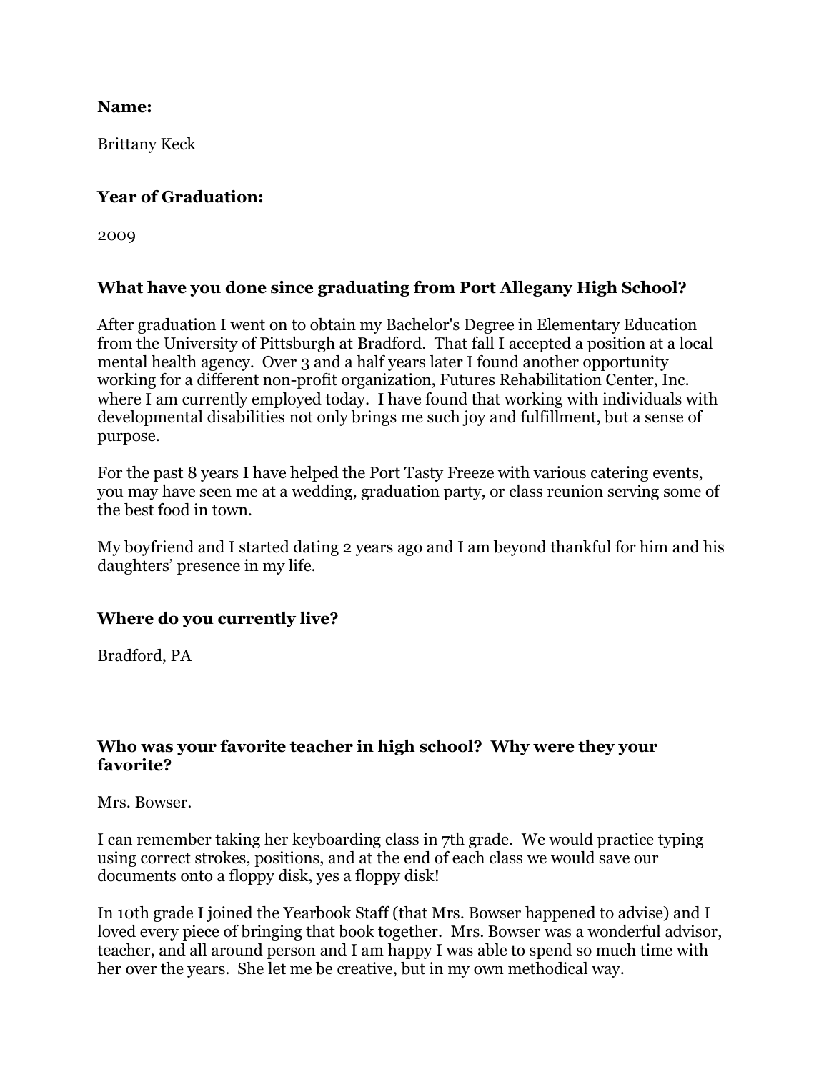**Name:**

Brittany Keck

**Year of Graduation:**

2009

**What have you done since graduating from Port Allegany High School?**

After graduation I went on to obtain my Bachelor's Degree in Elementary Education from the University of Pittsburgh at Bradford. That fall I accepted a position at a local mental health agency. Over 3 and a half years later I found another opportunity working for a different non-profit organization, Futures Rehabilitation Center, Inc. where I am currently employed today. I have found that working with individuals with developmental disabilities not only brings me such joy and fulfillment, but a sense of purpose.

For the past 8 years I have helped the Port Tasty Freeze with various catering events, you may have seen me at a wedding, graduation party, or class reunion serving some of the best food in town.

My boyfriend and I started dating 2 years ago and I am beyond thankful for him and his daughters' presence in my life.

**Where do you currently live?**

Bradford, PA

**Who was your favorite teacher in high school? Why were they your favorite?**

Mrs. Bowser.

I can remember taking her keyboarding class in 7th grade. We would practice typing using correct strokes, positions, and at the end of each class we would save our documents onto a floppy disk, yes a floppy disk!

In 10th grade I joined the Yearbook Staff (that Mrs. Bowser happened to advise) and I loved every piece of bringing that book together. Mrs. Bowser was a wonderful advisor, teacher, and all around person and I am happy I was able to spend so much time with her over the years. She let me be creative, but in my own methodical way.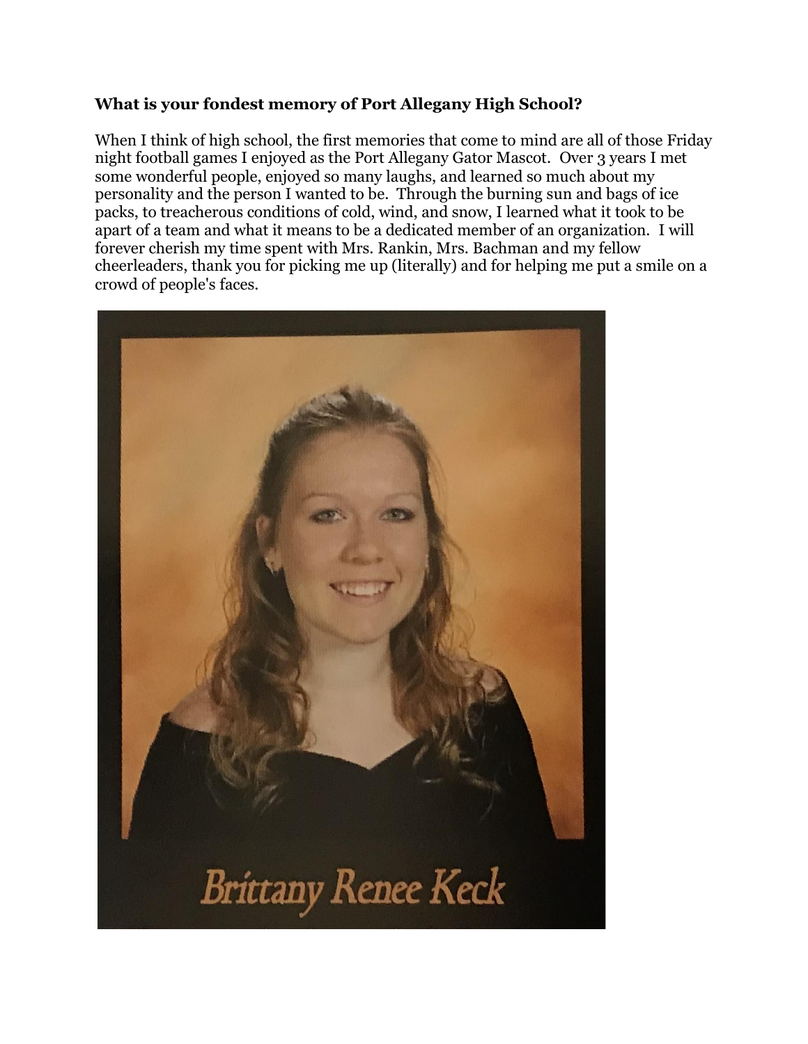**What is your fondest memory of Port Allegany High School?**

When I think of high school, the first memories that come to mind are all of those Friday night football games I enjoyed as the Port Allegany Gator Mascot. Over 3 years I met some wonderful people, enjoyed so many laughs, and learned so much about my personality and the person I wanted to be. Through the burning sun and bags of ice packs, to treacherous conditions of cold, wind, and snow, I learned what it took to be apart of a team and what it means to be a dedicated member of an organization. I will forever cherish my time spent with Mrs. Rankin, Mrs. Bachman and my fellow cheerleaders, thank you for picking me up (literally) and for helping me put a smile on a crowd of people's faces.

Brittany Renee Keck